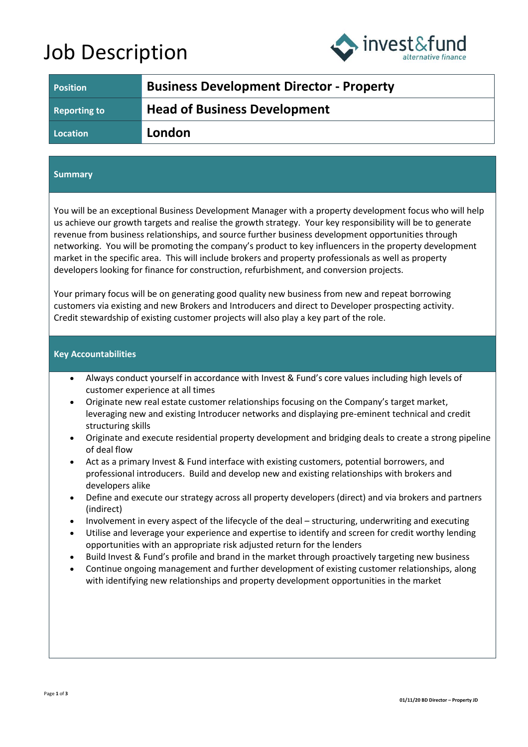# Job Description

invest&fund
alternative finance

| Position | Business Development Director - Property |
|---|---|
| Reporting to | Head of Business Development |
| Location | London |

## Summary

You will be an exceptional Business Development Manager with a property development focus who will help us achieve our growth targets and realise the growth strategy. Your key responsibility will be to generate revenue from business relationships, and source further business development opportunities through networking. You will be promoting the company's product to key influencers in the property development market in the specific area. This will include brokers and property professionals as well as property developers looking for finance for construction, refurbishment, and conversion projects.

Your primary focus will be on generating good quality new business from new and repeat borrowing customers via existing and new Brokers and Introducers and direct to Developer prospecting activity. Credit stewardship of existing customer projects will also play a key part of the role.

## Key Accountabilities

- Always conduct yourself in accordance with Invest & Fund's core values including high levels of customer experience at all times
- Originate new real estate customer relationships focusing on the Company's target market, leveraging new and existing Introducer networks and displaying pre-eminent technical and credit structuring skills
- Originate and execute residential property development and bridging deals to create a strong pipeline of deal flow
- Act as a primary Invest & Fund interface with existing customers, potential borrowers, and professional introducers. Build and develop new and existing relationships with brokers and developers alike
- Define and execute our strategy across all property developers (direct) and via brokers and partners (indirect)
- Involvement in every aspect of the lifecycle of the deal – structuring, underwriting and executing
- Utilise and leverage your experience and expertise to identify and screen for credit worthy lending opportunities with an appropriate risk adjusted return for the lenders
- Build Invest & Fund's profile and brand in the market through proactively targeting new business
- Continue ongoing management and further development of existing customer relationships, along with identifying new relationships and property development opportunities in the market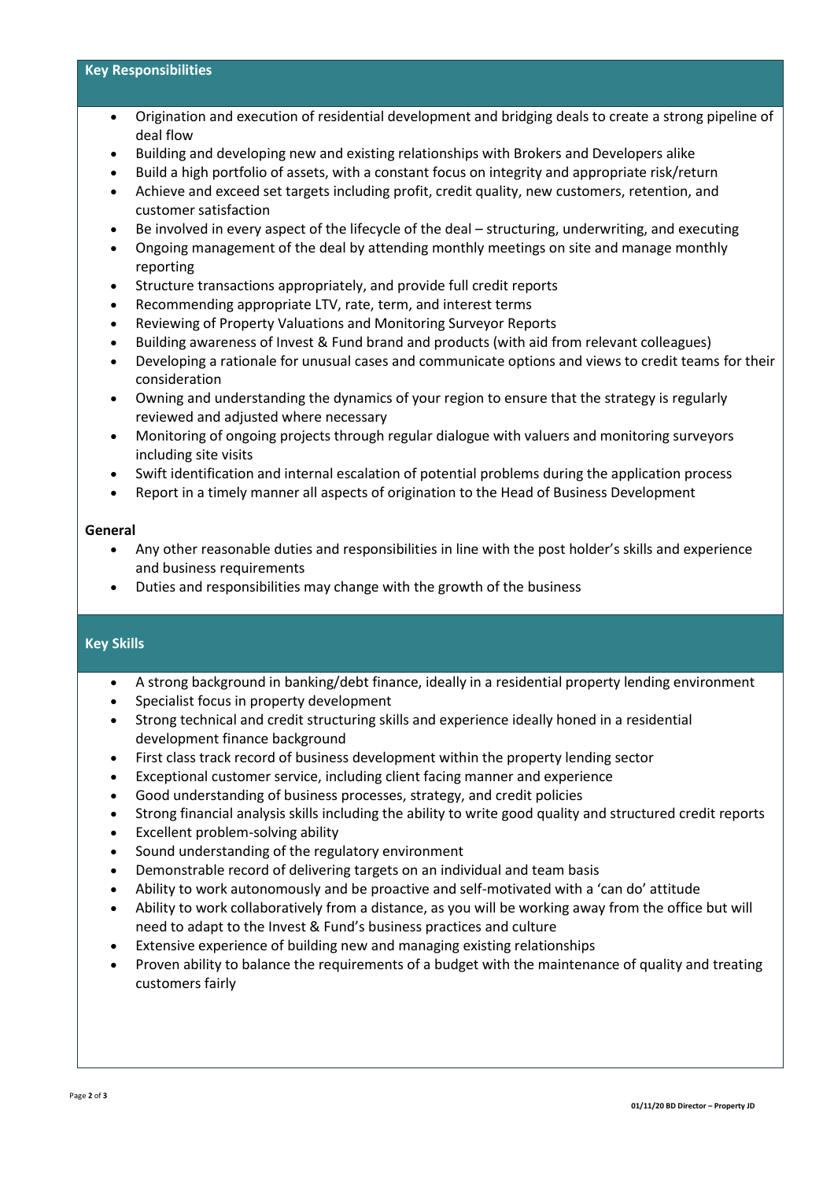## Key Responsibilities

- Origination and execution of residential development and bridging deals to create a strong pipeline of deal flow
- Building and developing new and existing relationships with Brokers and Developers alike
- Build a high portfolio of assets, with a constant focus on integrity and appropriate risk/return
- Achieve and exceed set targets including profit, credit quality, new customers, retention, and customer satisfaction
- Be involved in every aspect of the lifecycle of the deal – structuring, underwriting, and executing
- Ongoing management of the deal by attending monthly meetings on site and manage monthly reporting
- Structure transactions appropriately, and provide full credit reports
- Recommending appropriate LTV, rate, term, and interest terms
- Reviewing of Property Valuations and Monitoring Surveyor Reports
- Building awareness of Invest & Fund brand and products (with aid from relevant colleagues)
- Developing a rationale for unusual cases and communicate options and views to credit teams for their consideration
- Owning and understanding the dynamics of your region to ensure that the strategy is regularly reviewed and adjusted where necessary
- Monitoring of ongoing projects through regular dialogue with valuers and monitoring surveyors including site visits
- Swift identification and internal escalation of potential problems during the application process
- Report in a timely manner all aspects of origination to the Head of Business Development

**General**

- Any other reasonable duties and responsibilities in line with the post holder's skills and experience and business requirements
- Duties and responsibilities may change with the growth of the business

## Key Skills

- A strong background in banking/debt finance, ideally in a residential property lending environment
- Specialist focus in property development
- Strong technical and credit structuring skills and experience ideally honed in a residential development finance background
- First class track record of business development within the property lending sector
- Exceptional customer service, including client facing manner and experience
- Good understanding of business processes, strategy, and credit policies
- Strong financial analysis skills including the ability to write good quality and structured credit reports
- Excellent problem-solving ability
- Sound understanding of the regulatory environment
- Demonstrable record of delivering targets on an individual and team basis
- Ability to work autonomously and be proactive and self-motivated with a 'can do' attitude
- Ability to work collaboratively from a distance, as you will be working away from the office but will need to adapt to the Invest & Fund's business practices and culture
- Extensive experience of building new and managing existing relationships
- Proven ability to balance the requirements of a budget with the maintenance of quality and treating customers fairly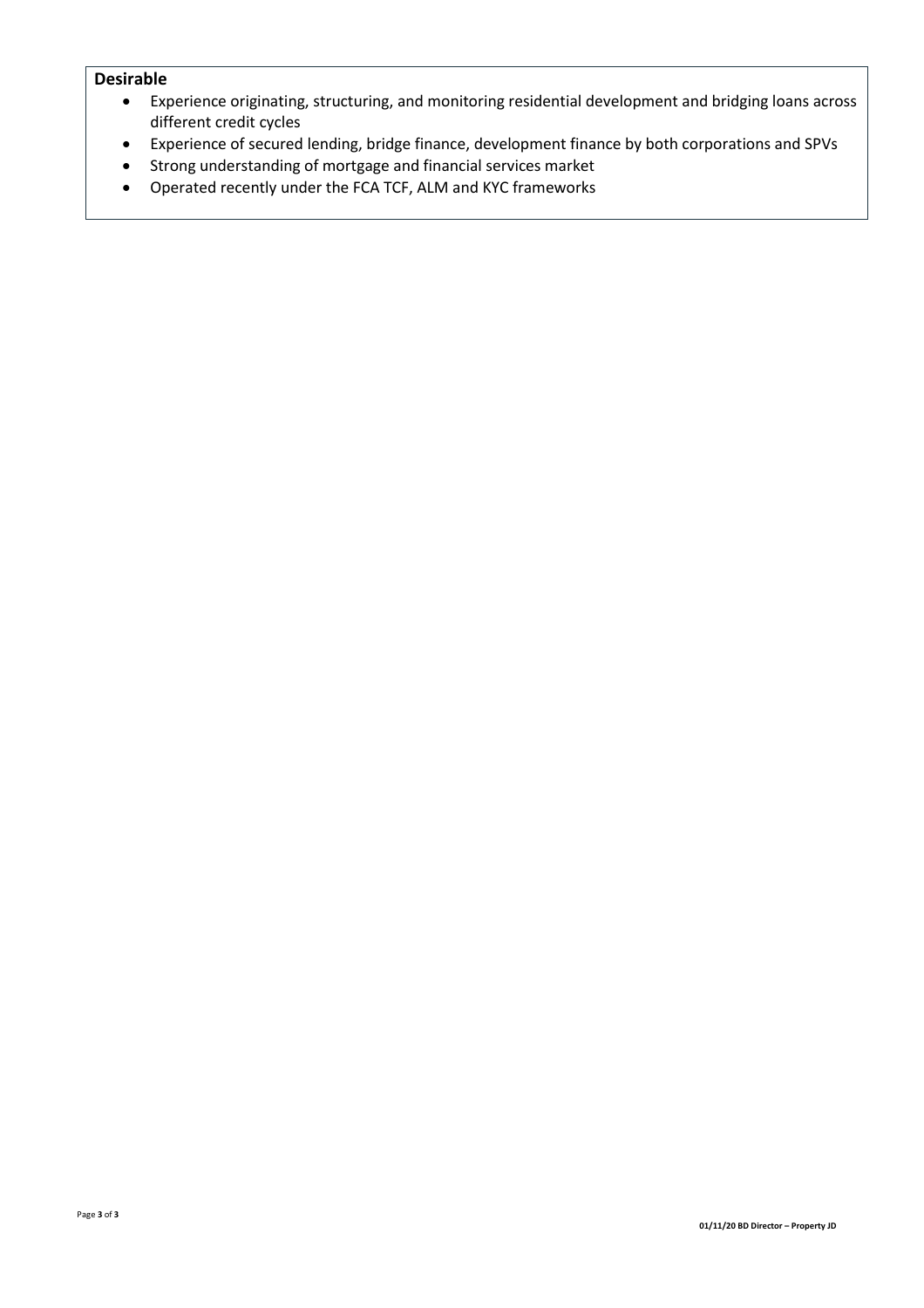**Desirable**

- Experience originating, structuring, and monitoring residential development and bridging loans across different credit cycles
- Experience of secured lending, bridge finance, development finance by both corporations and SPVs
- Strong understanding of mortgage and financial services market
- Operated recently under the FCA TCF, ALM and KYC frameworks